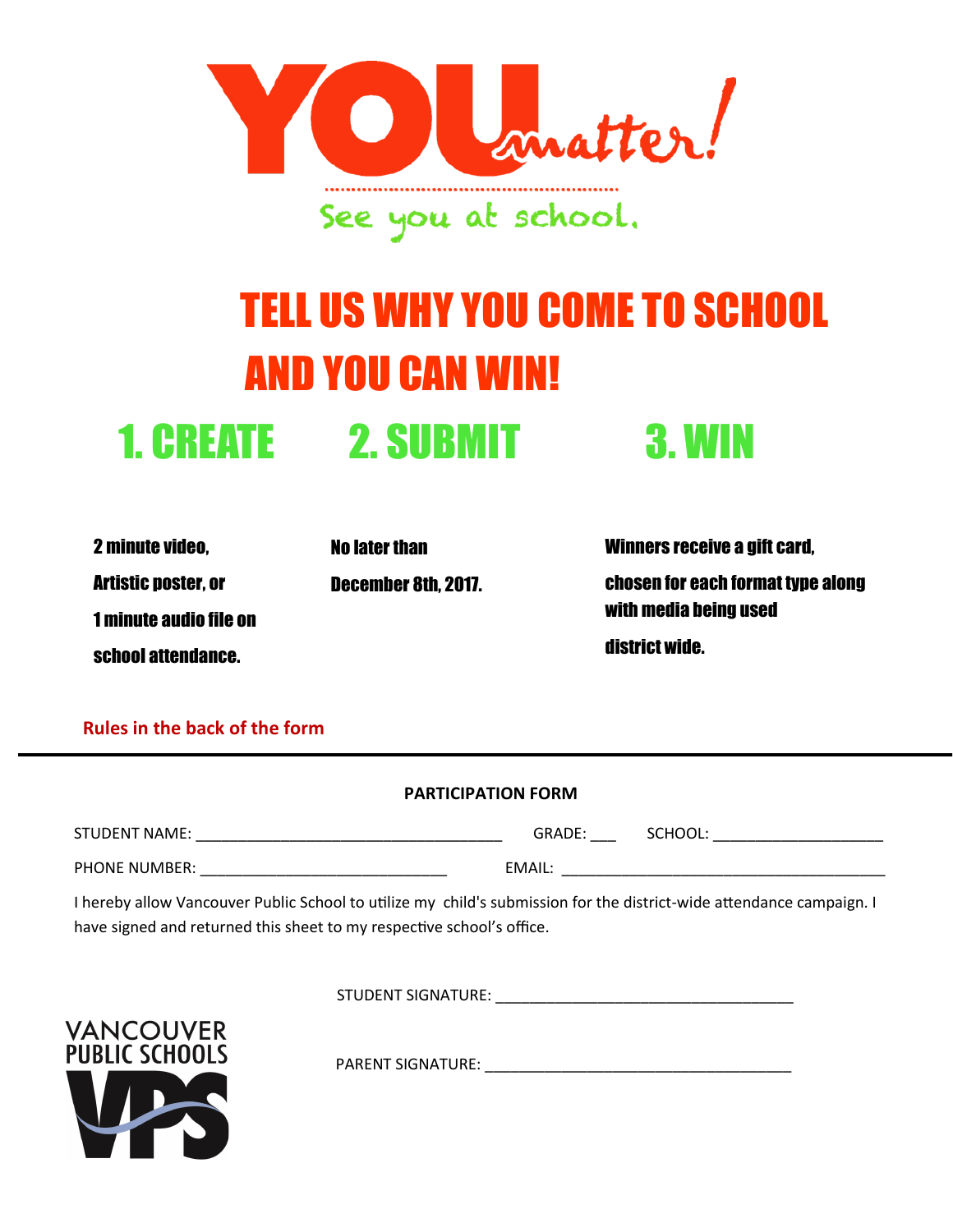# YOU matter!

See you at school.

# TELL US WHY YOU COME TO SCHOOL AND YOU CAN WIN!

## 1. CREATE

**2 minute video,**

**Artistic poster, or**

**1 minute audio file on school attendance.**

## 2. SUBMIT

**No later than December 8th, 2017.**

## 3. WIN

**Winners receive a gift card, chosen for each format type along with media being used district wide.**

**Rules in the back of the form**

---

**PARTICIPATION FORM**

STUDENT NAME: ____________________________________ GRADE: ___ SCHOOL: ____________________

PHONE NUMBER: _____________________________ EMAIL: _______________________________________

I hereby allow Vancouver Public School to utilize my child's submission for the district-wide attendance campaign. I have signed and returned this sheet to my respective school's office.

STUDENT SIGNATURE: ___________________________________

PARENT SIGNATURE: ____________________________________

VANCOUVER PUBLIC SCHOOLS

VPS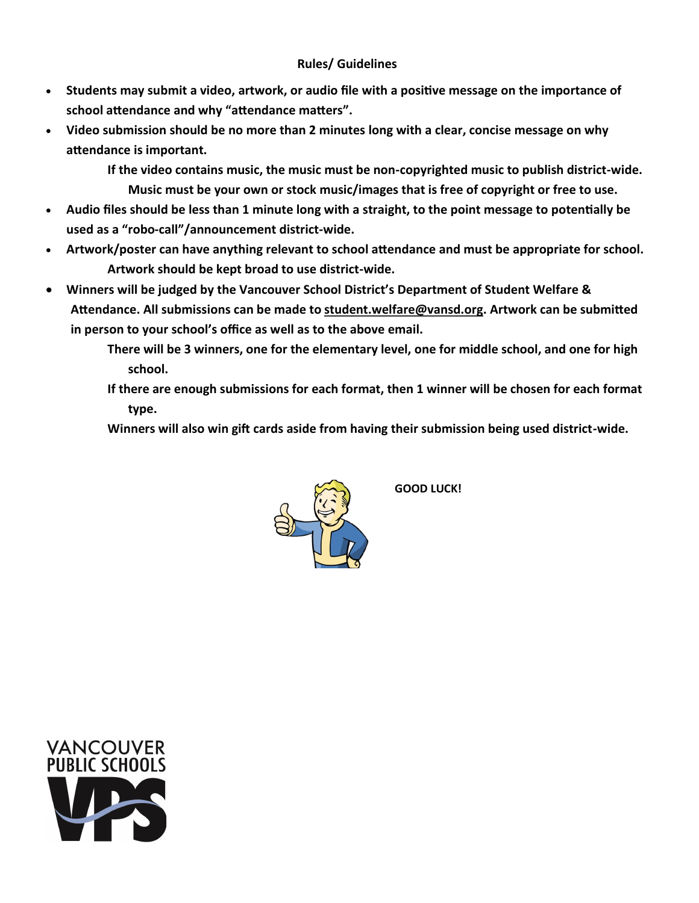**Rules/ Guidelines**

- **Students may submit a video, artwork, or audio file with a positive message on the importance of school attendance and why "attendance matters".**
- **Video submission should be no more than 2 minutes long with a clear, concise message on why attendance is important.**
  - **If the video contains music, the music must be non-copyrighted music to publish district-wide. Music must be your own or stock music/images that is free of copyright or free to use.**
- **Audio files should be less than 1 minute long with a straight, to the point message to potentially be used as a "robo-call"/announcement district-wide.**
- **Artwork/poster can have anything relevant to school attendance and must be appropriate for school.**
  - **Artwork should be kept broad to use district-wide.**
- **Winners will be judged by the Vancouver School District's Department of Student Welfare & Attendance. All submissions can be made to student.welfare@vansd.org. Artwork can be submitted in person to your school's office as well as to the above email.**
  - **There will be 3 winners, one for the elementary level, one for middle school, and one for high school.**
  - **If there are enough submissions for each format, then 1 winner will be chosen for each format type.**
  - **Winners will also win gift cards aside from having their submission being used district-wide.**

**GOOD LUCK!**

VANCOUVER PUBLIC SCHOOLS

VPS